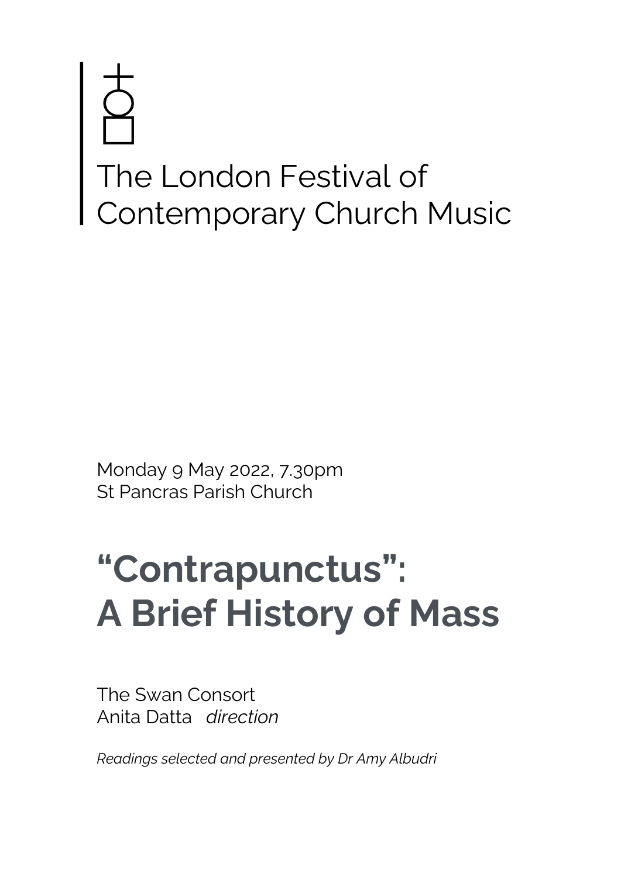The London Festival of Contemporary Church Music

Monday 9 May 2022, 7.30pm
St Pancras Parish Church

# "Contrapunctus": A Brief History of Mass

The Swan Consort
Anita Datta *direction*

*Readings selected and presented by Dr Amy Albudri*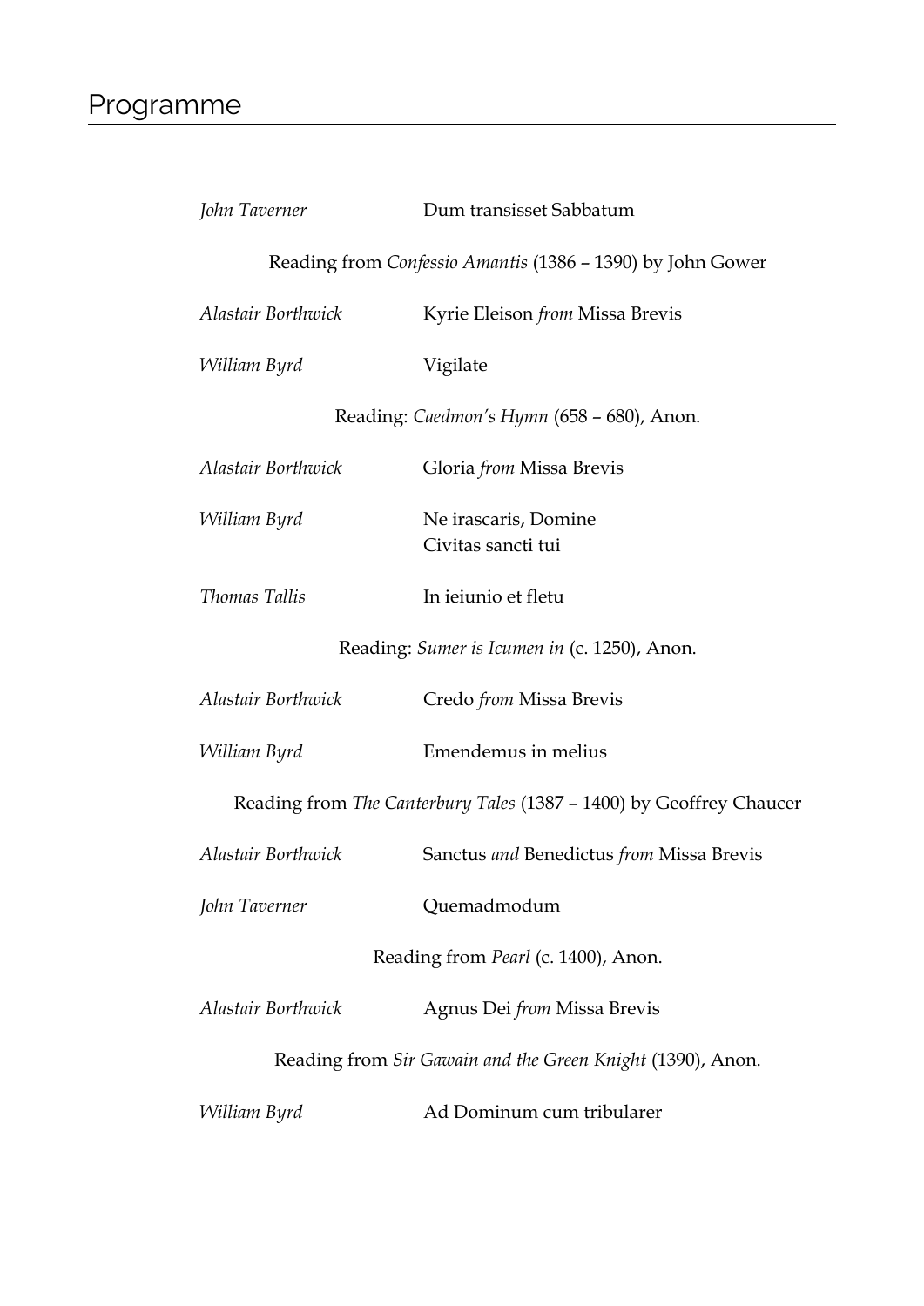# Programme

| | |
|---|---|
| *John Taverner* | Dum transisset Sabbatum |

Reading from *Confessio Amantis* (1386 – 1390) by John Gower

| | |
|---|---|
| *Alastair Borthwick* | Kyrie Eleison *from* Missa Brevis |
| *William Byrd* | Vigilate |

Reading: *Caedmon's Hymn* (658 – 680), Anon.

| | |
|---|---|
| *Alastair Borthwick* | Gloria *from* Missa Brevis |
| *William Byrd* | Ne irascaris, Domine<br>Civitas sancti tui |
| *Thomas Tallis* | In ieiunio et fletu |

Reading: *Sumer is Icumen in* (c. 1250), Anon.

| | |
|---|---|
| *Alastair Borthwick* | Credo *from* Missa Brevis |
| *William Byrd* | Emendemus in melius |

Reading from *The Canterbury Tales* (1387 – 1400) by Geoffrey Chaucer

| | |
|---|---|
| *Alastair Borthwick* | Sanctus *and* Benedictus *from* Missa Brevis |
| *John Taverner* | Quemadmodum |

Reading from *Pearl* (c. 1400), Anon.

| | |
|---|---|
| *Alastair Borthwick* | Agnus Dei *from* Missa Brevis |

Reading from *Sir Gawain and the Green Knight* (1390), Anon.

| | |
|---|---|
| *William Byrd* | Ad Dominum cum tribularer |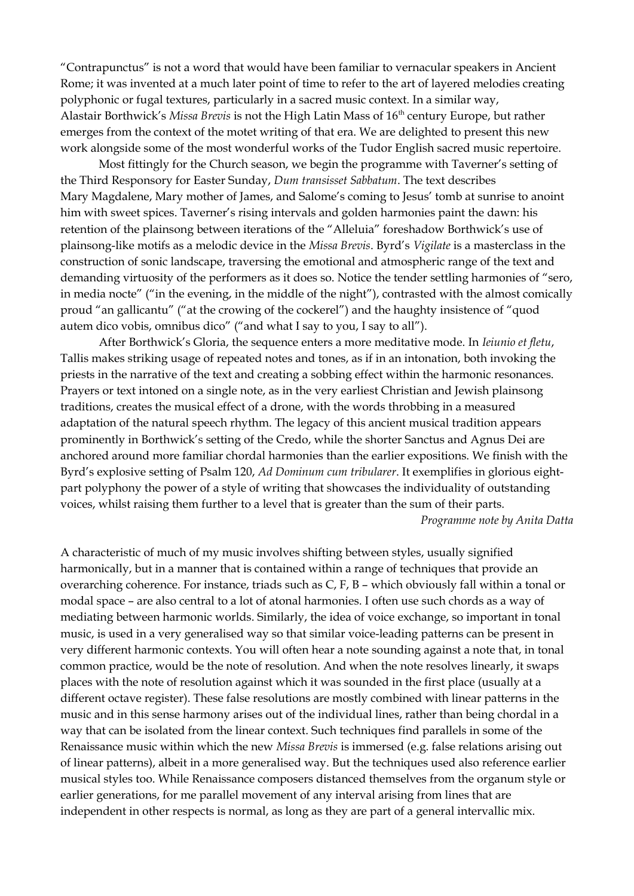"Contrapunctus" is not a word that would have been familiar to vernacular speakers in Ancient Rome; it was invented at a much later point of time to refer to the art of layered melodies creating polyphonic or fugal textures, particularly in a sacred music context. In a similar way, Alastair Borthwick's *Missa Brevis* is not the High Latin Mass of 16th century Europe, but rather emerges from the context of the motet writing of that era. We are delighted to present this new work alongside some of the most wonderful works of the Tudor English sacred music repertoire.

Most fittingly for the Church season, we begin the programme with Taverner's setting of the Third Responsory for Easter Sunday, *Dum transisset Sabbatum*. The text describes Mary Magdalene, Mary mother of James, and Salome's coming to Jesus' tomb at sunrise to anoint him with sweet spices. Taverner's rising intervals and golden harmonies paint the dawn: his retention of the plainsong between iterations of the "Alleluia" foreshadow Borthwick's use of plainsong-like motifs as a melodic device in the *Missa Brevis*. Byrd's *Vigilate* is a masterclass in the construction of sonic landscape, traversing the emotional and atmospheric range of the text and demanding virtuosity of the performers as it does so. Notice the tender settling harmonies of "sero, in media nocte" ("in the evening, in the middle of the night"), contrasted with the almost comically proud "an gallicantu" ("at the crowing of the cockerel") and the haughty insistence of "quod autem dico vobis, omnibus dico" ("and what I say to you, I say to all").

After Borthwick's Gloria, the sequence enters a more meditative mode. In *Ieiunio et fletu*, Tallis makes striking usage of repeated notes and tones, as if in an intonation, both invoking the priests in the narrative of the text and creating a sobbing effect within the harmonic resonances. Prayers or text intoned on a single note, as in the very earliest Christian and Jewish plainsong traditions, creates the musical effect of a drone, with the words throbbing in a measured adaptation of the natural speech rhythm. The legacy of this ancient musical tradition appears prominently in Borthwick's setting of the Credo, while the shorter Sanctus and Agnus Dei are anchored around more familiar chordal harmonies than the earlier expositions. We finish with the Byrd's explosive setting of Psalm 120, *Ad Dominum cum tribularer*. It exemplifies in glorious eight-part polyphony the power of a style of writing that showcases the individuality of outstanding voices, whilst raising them further to a level that is greater than the sum of their parts.

*Programme note by Anita Datta*

A characteristic of much of my music involves shifting between styles, usually signified harmonically, but in a manner that is contained within a range of techniques that provide an overarching coherence. For instance, triads such as C, F, B – which obviously fall within a tonal or modal space – are also central to a lot of atonal harmonies. I often use such chords as a way of mediating between harmonic worlds. Similarly, the idea of voice exchange, so important in tonal music, is used in a very generalised way so that similar voice-leading patterns can be present in very different harmonic contexts. You will often hear a note sounding against a note that, in tonal common practice, would be the note of resolution. And when the note resolves linearly, it swaps places with the note of resolution against which it was sounded in the first place (usually at a different octave register). These false resolutions are mostly combined with linear patterns in the music and in this sense harmony arises out of the individual lines, rather than being chordal in a way that can be isolated from the linear context. Such techniques find parallels in some of the Renaissance music within which the new *Missa Brevis* is immersed (e.g. false relations arising out of linear patterns), albeit in a more generalised way. But the techniques used also reference earlier musical styles too. While Renaissance composers distanced themselves from the organum style or earlier generations, for me parallel movement of any interval arising from lines that are independent in other respects is normal, as long as they are part of a general intervallic mix.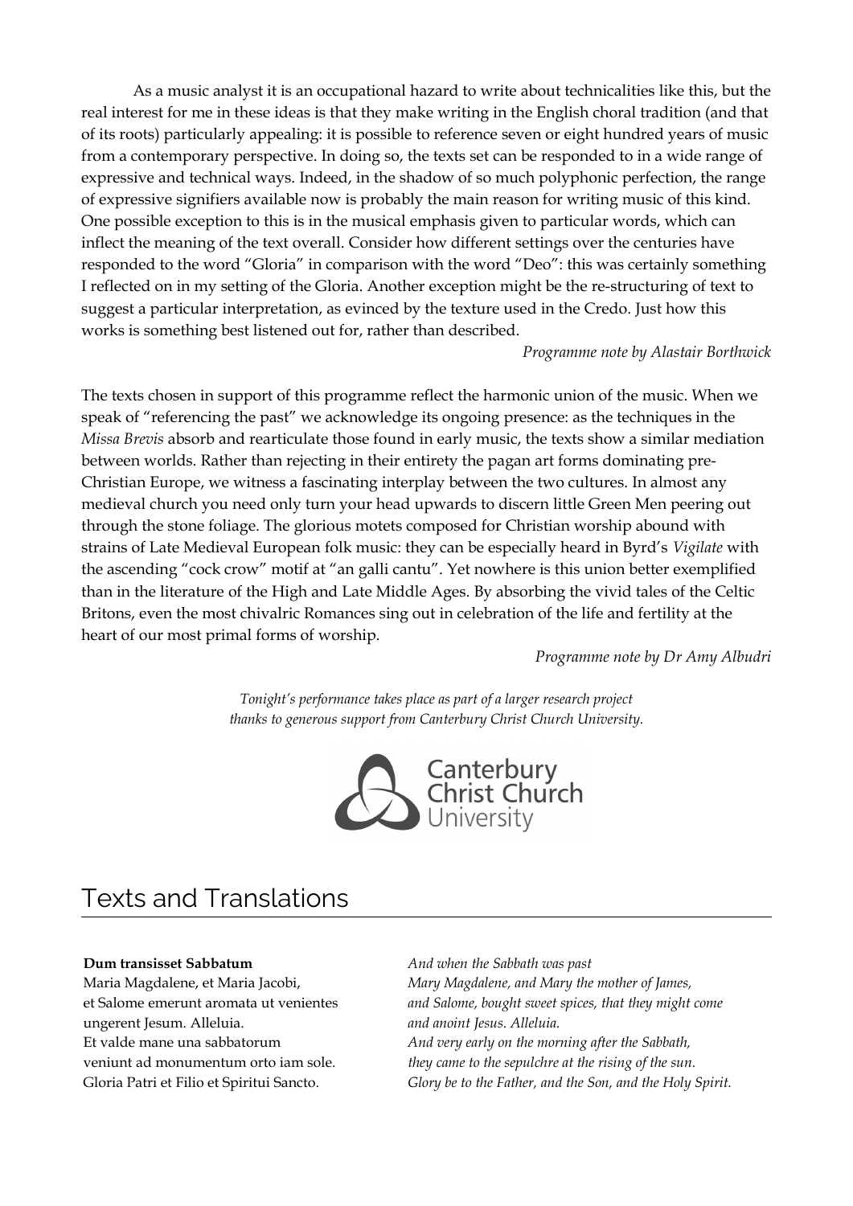As a music analyst it is an occupational hazard to write about technicalities like this, but the real interest for me in these ideas is that they make writing in the English choral tradition (and that of its roots) particularly appealing: it is possible to reference seven or eight hundred years of music from a contemporary perspective. In doing so, the texts set can be responded to in a wide range of expressive and technical ways. Indeed, in the shadow of so much polyphonic perfection, the range of expressive signifiers available now is probably the main reason for writing music of this kind. One possible exception to this is in the musical emphasis given to particular words, which can inflect the meaning of the text overall. Consider how different settings over the centuries have responded to the word "Gloria" in comparison with the word "Deo": this was certainly something I reflected on in my setting of the Gloria. Another exception might be the re-structuring of text to suggest a particular interpretation, as evinced by the texture used in the Credo. Just how this works is something best listened out for, rather than described.

*Programme note by Alastair Borthwick*

The texts chosen in support of this programme reflect the harmonic union of the music. When we speak of "referencing the past" we acknowledge its ongoing presence: as the techniques in the *Missa Brevis* absorb and rearticulate those found in early music, the texts show a similar mediation between worlds. Rather than rejecting in their entirety the pagan art forms dominating pre-Christian Europe, we witness a fascinating interplay between the two cultures. In almost any medieval church you need only turn your head upwards to discern little Green Men peering out through the stone foliage. The glorious motets composed for Christian worship abound with strains of Late Medieval European folk music: they can be especially heard in Byrd's *Vigilate* with the ascending "cock crow" motif at "an galli cantu". Yet nowhere is this union better exemplified than in the literature of the High and Late Middle Ages. By absorbing the vivid tales of the Celtic Britons, even the most chivalric Romances sing out in celebration of the life and fertility at the heart of our most primal forms of worship.

*Programme note by Dr Amy Albudri*

*Tonight's performance takes place as part of a larger research project thanks to generous support from Canterbury Christ Church University.*

Canterbury Christ Church University

## Texts and Translations

**Dum transisset Sabbatum**
Maria Magdalene, et Maria Jacobi,
et Salome emerunt aromata ut venientes
ungerent Jesum. Alleluia.
Et valde mane una sabbatorum
veniunt ad monumentum orto iam sole.
Gloria Patri et Filio et Spiritui Sancto.

*And when the Sabbath was past*
*Mary Magdalene, and Mary the mother of James,*
*and Salome, bought sweet spices, that they might come*
*and anoint Jesus. Alleluia.*
*And very early on the morning after the Sabbath,*
*they came to the sepulchre at the rising of the sun.*
*Glory be to the Father, and the Son, and the Holy Spirit.*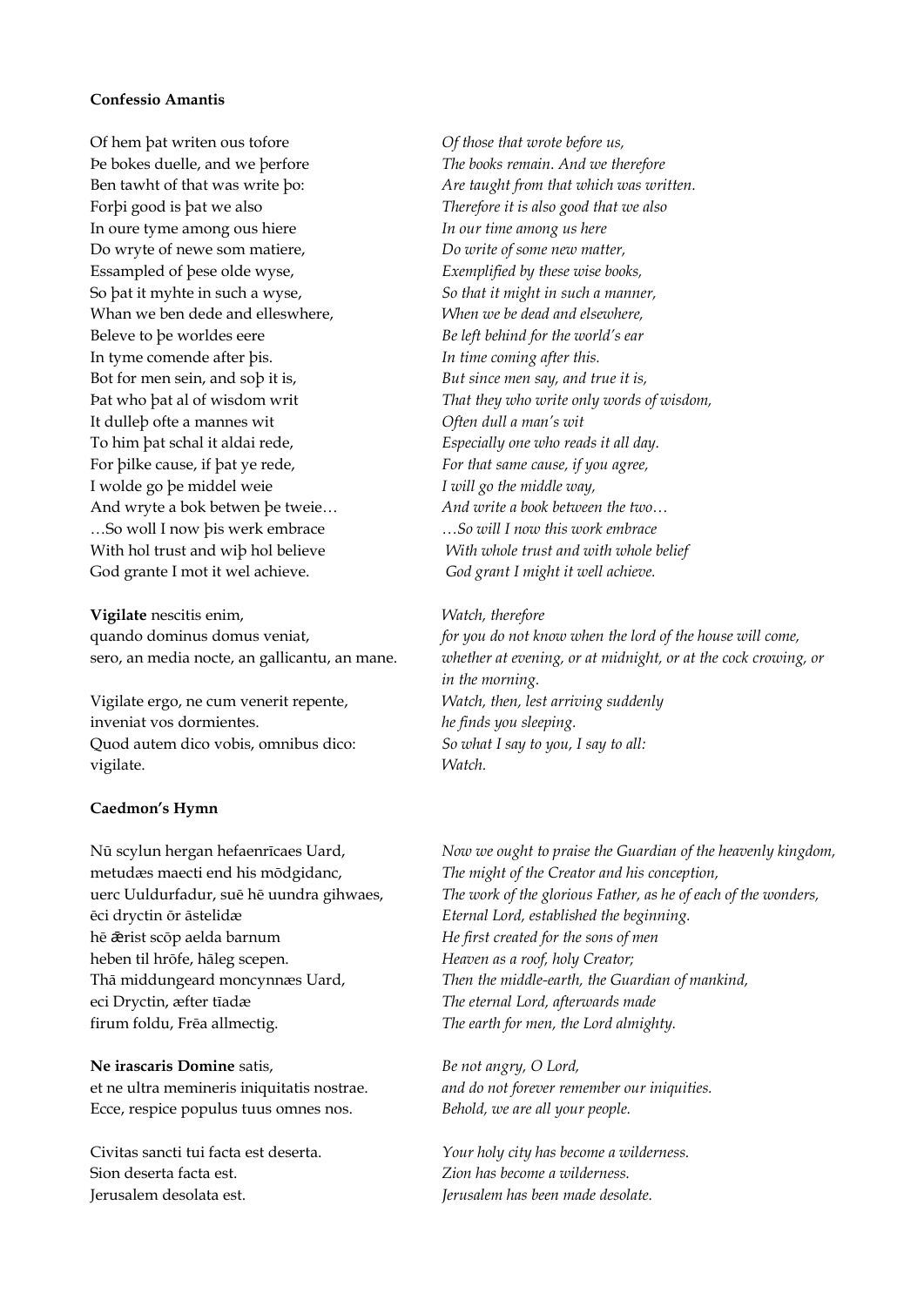**Confessio Amantis**

| | |
|---|---|
| Of hem þat writen ous tofore | *Of those that wrote before us,* |
| Þe bokes duelle, and we þerfore | *The books remain. And we therefore* |
| Ben tawht of that was write þo: | *Are taught from that which was written.* |
| Forþi good is þat we also | *Therefore it is also good that we also* |
| In oure tyme among ous hiere | *In our time among us here* |
| Do wryte of newe som matiere, | *Do write of some new matter,* |
| Essampled of þese olde wyse, | *Exemplified by these wise books,* |
| So þat it myhte in such a wyse, | *So that it might in such a manner,* |
| Whan we ben dede and elleswhere, | *When we be dead and elsewhere,* |
| Beleve to þe worldes eere | *Be left behind for the world's ear* |
| In tyme comende after þis. | *In time coming after this.* |
| Bot for men sein, and soþ it is, | *But since men say, and true it is,* |
| Þat who þat al of wisdom writ | *That they who write only words of wisdom,* |
| It dulleþ ofte a mannes wit | *Often dull a man's wit* |
| To him þat schal it aldai rede, | *Especially one who reads it all day.* |
| For þilke cause, if þat ye rede, | *For that same cause, if you agree,* |
| I wolde go þe middel weie | *I will go the middle way,* |
| And wryte a bok betwen þe tweie… | *And write a book between the two…* |
| …So woll I now þis werk embrace | *…So will I now this work embrace* |
| With hol trust and wiþ hol believe | *With whole trust and with whole belief* |
| God grante I mot it wel achieve. | *God grant I might it well achieve.* |

| | |
|---|---|
| **Vigilate** nescitis enim, | *Watch, therefore* |
| quando dominus domus veniat, | *for you do not know when the lord of the house will come,* |
| sero, an media nocte, an gallicantu, an mane. | *whether at evening, or at midnight, or at the cock crowing, or in the morning.* |
| Vigilate ergo, ne cum venerit repente, | *Watch, then, lest arriving suddenly* |
| inveniat vos dormientes. | *he finds you sleeping.* |
| Quod autem dico vobis, omnibus dico: | *So what I say to you, I say to all:* |
| vigilate. | *Watch.* |

**Caedmon's Hymn**

| | |
|---|---|
| Nū scylun hergan hefaenrīcaes Uard, | *Now we ought to praise the Guardian of the heavenly kingdom,* |
| metudæs maecti end his mōdgidanc, | *The might of the Creator and his conception,* |
| uerc Uuldurfadur, suē hē uundra gihwaes, | *The work of the glorious Father, as he of each of the wonders,* |
| ēci dryctin ōr āstelidæ | *Eternal Lord, established the beginning.* |
| hē ǣrist scōp aelda barnum | *He first created for the sons of men* |
| heben til hrōfe, hāleg scepen. | *Heaven as a roof, holy Creator;* |
| Thā middungeard moncynnæs Uard, | *Then the middle-earth, the Guardian of mankind,* |
| eci Dryctin, æfter tīadæ | *The eternal Lord, afterwards made* |
| firum foldu, Frēa allmectig. | *The earth for men, the Lord almighty.* |

| | |
|---|---|
| **Ne irascaris Domine** satis, | *Be not angry, O Lord,* |
| et ne ultra memineris iniquitatis nostrae. | *and do not forever remember our iniquities.* |
| Ecce, respice populus tuus omnes nos. | *Behold, we are all your people.* |
| Civitas sancti tui facta est deserta. | *Your holy city has become a wilderness.* |
| Sion deserta facta est. | *Zion has become a wilderness.* |
| Jerusalem desolata est. | *Jerusalem has been made desolate.* |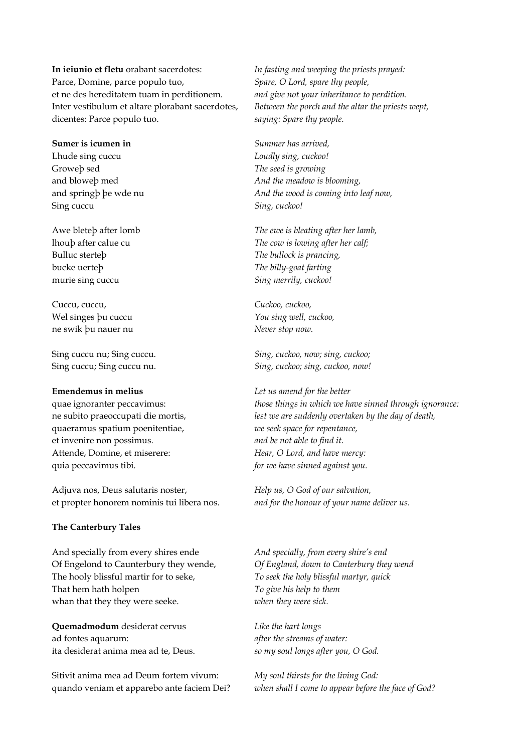**In ieiunio et fletu** orabant sacerdotes:
Parce, Domine, parce populo tuo,
et ne des hereditatem tuam in perditionem.
Inter vestibulum et altare plorabant sacerdotes,
dicentes: Parce populo tuo.

*In fasting and weeping the priests prayed:*
*Spare, O Lord, spare thy people,*
*and give not your inheritance to perdition.*
*Between the porch and the altar the priests wept,*
*saying: Spare thy people.*

**Sumer is icumen in**
Lhude sing cuccu
Groweþ sed
and bloweþ med
and springþ þe wde nu
Sing cuccu

*Summer has arrived,*
*Loudly sing, cuckoo!*
*The seed is growing*
*And the meadow is blooming,*
*And the wood is coming into leaf now,*
*Sing, cuckoo!*

Awe bleteþ after lomb
lhouþ after calue cu
Bulluc sterteþ
bucke uerteþ
murie sing cuccu

*The ewe is bleating after her lamb,*
*The cow is lowing after her calf;*
*The bullock is prancing,*
*The billy-goat farting*
*Sing merrily, cuckoo!*

Cuccu, cuccu,
Wel singes þu cuccu
ne swik þu nauer nu

*Cuckoo, cuckoo,*
*You sing well, cuckoo,*
*Never stop now.*

Sing cuccu nu; Sing cuccu.
Sing cuccu; Sing cuccu nu.

*Sing, cuckoo, now; sing, cuckoo;*
*Sing, cuckoo; sing, cuckoo, now!*

**Emendemus in melius**
quae ignoranter peccavimus:
ne subito praeoccupati die mortis,
quaeramus spatium poenitentiae,
et invenire non possimus.
Attende, Domine, et miserere:
quia peccavimus tibi.

*Let us amend for the better*
*those things in which we have sinned through ignorance:*
*lest we are suddenly overtaken by the day of death,*
*we seek space for repentance,*
*and be not able to find it.*
*Hear, O Lord, and have mercy:*
*for we have sinned against you.*

Adjuva nos, Deus salutaris noster,
et propter honorem nominis tui libera nos.

*Help us, O God of our salvation,*
*and for the honour of your name deliver us.*

**The Canterbury Tales**

And specially from every shires ende
Of Engelond to Caunterbury they wende,
The hooly blissful martir for to seke,
That hem hath holpen
whan that they they were seeke.

*And specially, from every shire's end*
*Of England, down to Canterbury they wend*
*To seek the holy blissful martyr, quick*
*To give his help to them*
*when they were sick.*

**Quemadmodum** desiderat cervus
ad fontes aquarum:
ita desiderat anima mea ad te, Deus.

*Like the hart longs*
*after the streams of water:*
*so my soul longs after you, O God.*

Sitivit anima mea ad Deum fortem vivum:
quando veniam et apparebo ante faciem Dei?

*My soul thirsts for the living God:*
*when shall I come to appear before the face of God?*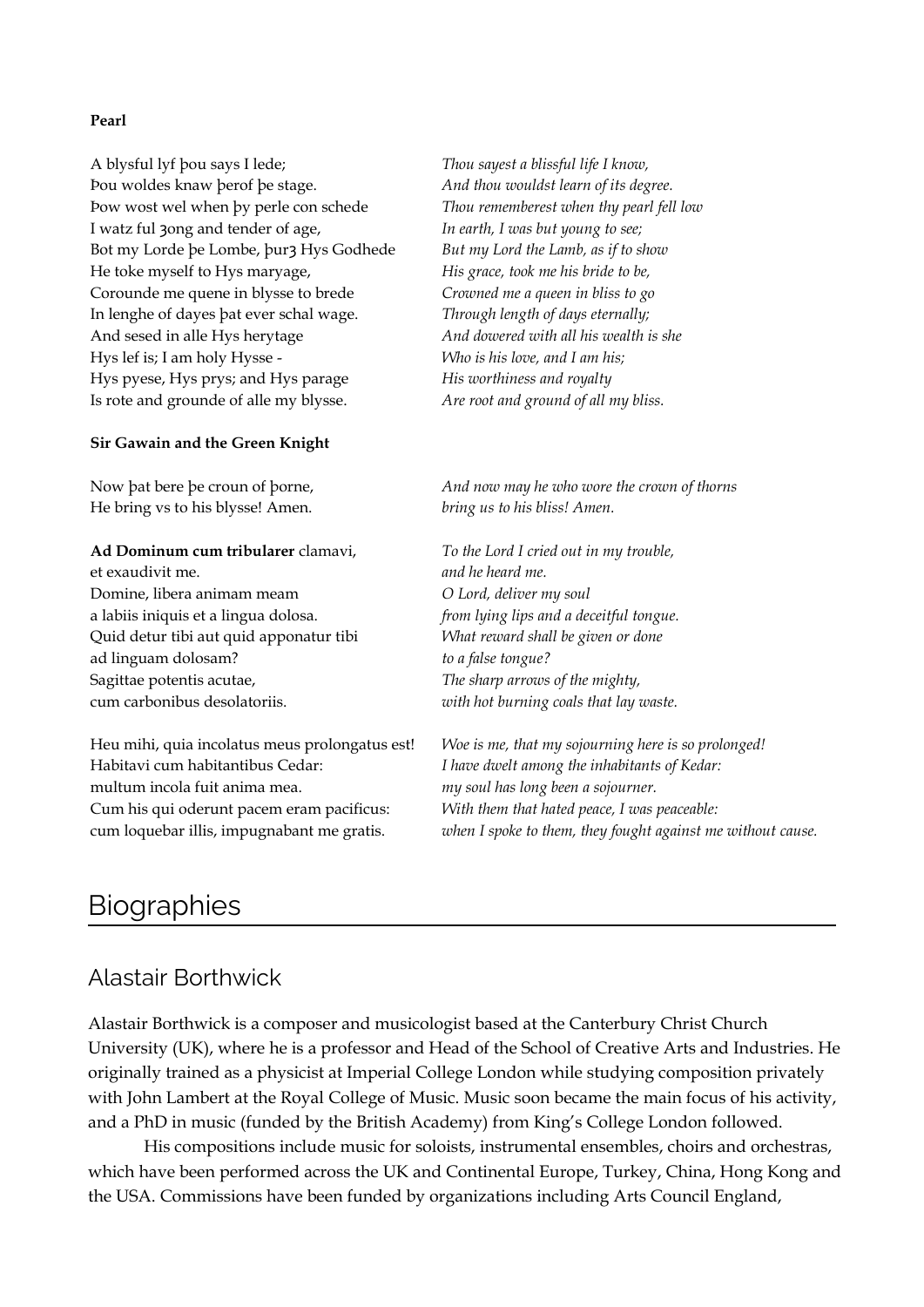**Pearl**

| | |
|---|---|
| A blysful lyf þou says I lede; | *Thou sayest a blissful life I know,* |
| Þou woldes knaw þerof þe stage. | *And thou wouldst learn of its degree.* |
| Þow wost wel when þy perle con schede | *Thou rememberest when thy pearl fell low* |
| I watz ful ȝong and tender of age, | *In earth, I was but young to see;* |
| Bot my Lorde þe Lombe, þurȝ Hys Godhede | *But my Lord the Lamb, as if to show* |
| He toke myself to Hys maryage, | *His grace, took me his bride to be,* |
| Corounde me quene in blysse to brede | *Crowned me a queen in bliss to go* |
| In lenghe of dayes þat ever schal wage. | *Through length of days eternally;* |
| And sesed in alle Hys herytage | *And dowered with all his wealth is she* |
| Hys lef is; I am holy Hysse - | *Who is his love, and I am his;* |
| Hys pyese, Hys prys; and Hys parage | *His worthiness and royalty* |
| Is rote and grounde of alle my blysse. | *Are root and ground of all my bliss.* |

**Sir Gawain and the Green Knight**

| | |
|---|---|
| Now þat bere þe croun of þorne, | *And now may he who wore the crown of thorns* |
| He bring vs to his blysse! Amen. | *bring us to his bliss! Amen.* |

| | |
|---|---|
| **Ad Dominum cum tribularer** clamavi, | *To the Lord I cried out in my trouble,* |
| et exaudivit me. | *and he heard me.* |
| Domine, libera animam meam | *O Lord, deliver my soul* |
| a labiis iniquis et a lingua dolosa. | *from lying lips and a deceitful tongue.* |
| Quid detur tibi aut quid apponatur tibi | *What reward shall be given or done* |
| ad linguam dolosam? | *to a false tongue?* |
| Sagittae potentis acutae, | *The sharp arrows of the mighty,* |
| cum carbonibus desolatoriis. | *with hot burning coals that lay waste.* |
| | |
| Heu mihi, quia incolatus meus prolongatus est! | *Woe is me, that my sojourning here is so prolonged!* |
| Habitavi cum habitantibus Cedar: | *I have dwelt among the inhabitants of Kedar:* |
| multum incola fuit anima mea. | *my soul has long been a sojourner.* |
| Cum his qui oderunt pacem eram pacificus: | *With them that hated peace, I was peaceable:* |
| cum loquebar illis, impugnabant me gratis. | *when I spoke to them, they fought against me without cause.* |

# Biographies

## Alastair Borthwick

Alastair Borthwick is a composer and musicologist based at the Canterbury Christ Church University (UK), where he is a professor and Head of the School of Creative Arts and Industries. He originally trained as a physicist at Imperial College London while studying composition privately with John Lambert at the Royal College of Music. Music soon became the main focus of his activity, and a PhD in music (funded by the British Academy) from King's College London followed.

His compositions include music for soloists, instrumental ensembles, choirs and orchestras, which have been performed across the UK and Continental Europe, Turkey, China, Hong Kong and the USA. Commissions have been funded by organizations including Arts Council England,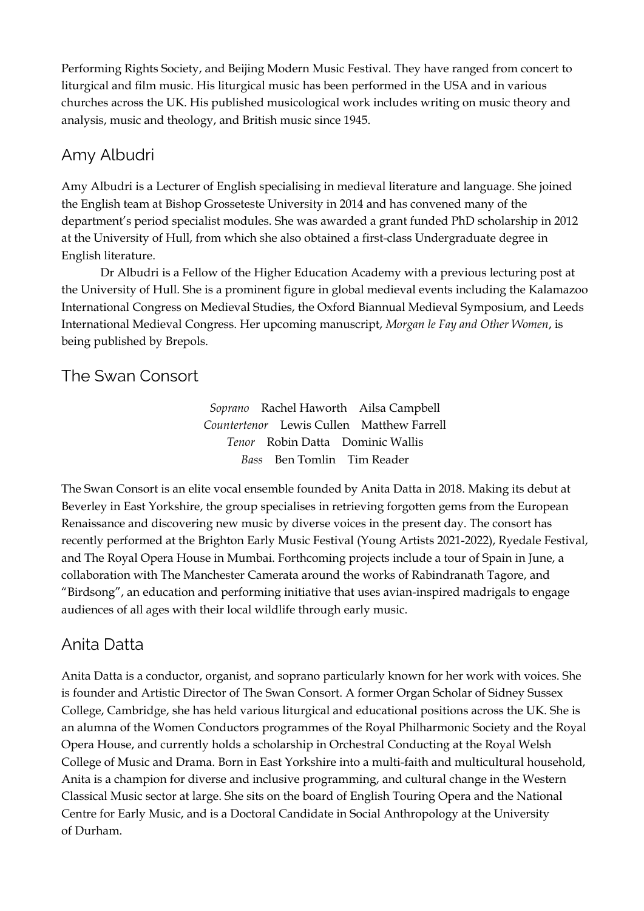Performing Rights Society, and Beijing Modern Music Festival. They have ranged from concert to liturgical and film music. His liturgical music has been performed in the USA and in various churches across the UK. His published musicological work includes writing on music theory and analysis, music and theology, and British music since 1945.

## Amy Albudri

Amy Albudri is a Lecturer of English specialising in medieval literature and language. She joined the English team at Bishop Grosseteste University in 2014 and has convened many of the department's period specialist modules. She was awarded a grant funded PhD scholarship in 2012 at the University of Hull, from which she also obtained a first-class Undergraduate degree in English literature.

Dr Albudri is a Fellow of the Higher Education Academy with a previous lecturing post at the University of Hull. She is a prominent figure in global medieval events including the Kalamazoo International Congress on Medieval Studies, the Oxford Biannual Medieval Symposium, and Leeds International Medieval Congress. Her upcoming manuscript, *Morgan le Fay and Other Women*, is being published by Brepols.

## The Swan Consort

*Soprano* Rachel Haworth Ailsa Campbell
*Countertenor* Lewis Cullen Matthew Farrell
*Tenor* Robin Datta Dominic Wallis
*Bass* Ben Tomlin Tim Reader

The Swan Consort is an elite vocal ensemble founded by Anita Datta in 2018. Making its debut at Beverley in East Yorkshire, the group specialises in retrieving forgotten gems from the European Renaissance and discovering new music by diverse voices in the present day. The consort has recently performed at the Brighton Early Music Festival (Young Artists 2021-2022), Ryedale Festival, and The Royal Opera House in Mumbai. Forthcoming projects include a tour of Spain in June, a collaboration with The Manchester Camerata around the works of Rabindranath Tagore, and "Birdsong", an education and performing initiative that uses avian-inspired madrigals to engage audiences of all ages with their local wildlife through early music.

## Anita Datta

Anita Datta is a conductor, organist, and soprano particularly known for her work with voices. She is founder and Artistic Director of The Swan Consort. A former Organ Scholar of Sidney Sussex College, Cambridge, she has held various liturgical and educational positions across the UK. She is an alumna of the Women Conductors programmes of the Royal Philharmonic Society and the Royal Opera House, and currently holds a scholarship in Orchestral Conducting at the Royal Welsh College of Music and Drama. Born in East Yorkshire into a multi-faith and multicultural household, Anita is a champion for diverse and inclusive programming, and cultural change in the Western Classical Music sector at large. She sits on the board of English Touring Opera and the National Centre for Early Music, and is a Doctoral Candidate in Social Anthropology at the University of Durham.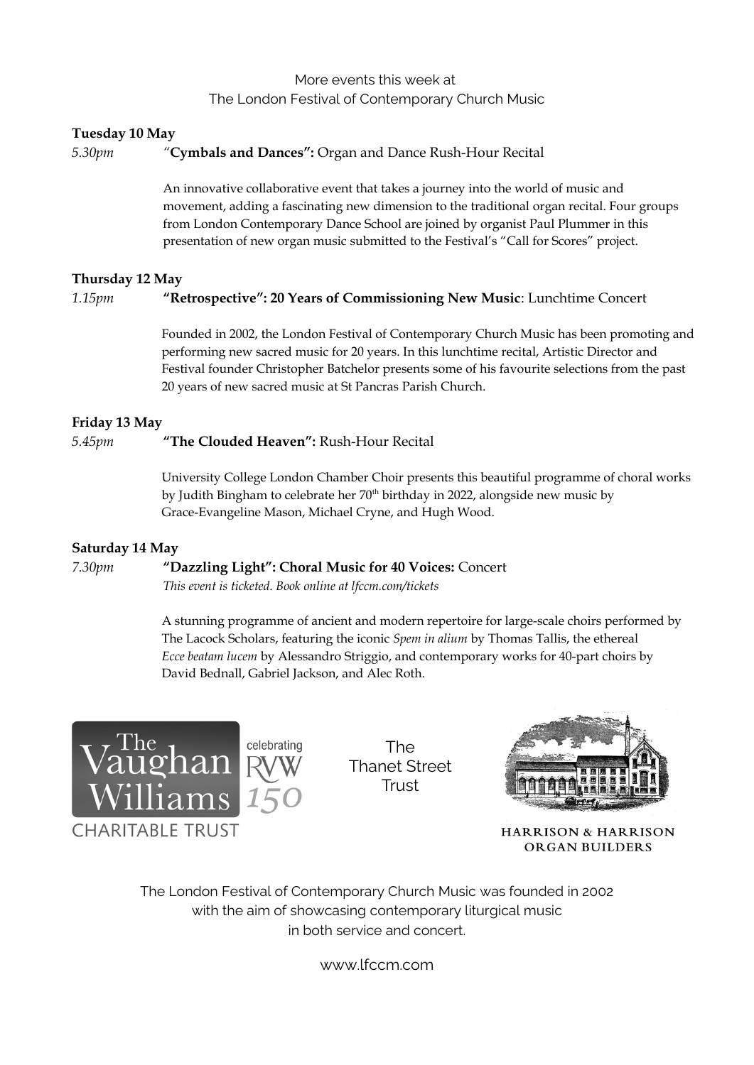More events this week at
The London Festival of Contemporary Church Music

**Tuesday 10 May**

*5.30pm* “**Cymbals and Dances”:** Organ and Dance Rush-Hour Recital

An innovative collaborative event that takes a journey into the world of music and movement, adding a fascinating new dimension to the traditional organ recital. Four groups from London Contemporary Dance School are joined by organist Paul Plummer in this presentation of new organ music submitted to the Festival’s “Call for Scores” project.

**Thursday 12 May**

*1.15pm* **“Retrospective”: 20 Years of Commissioning New Music**: Lunchtime Concert

Founded in 2002, the London Festival of Contemporary Church Music has been promoting and performing new sacred music for 20 years. In this lunchtime recital, Artistic Director and Festival founder Christopher Batchelor presents some of his favourite selections from the past 20 years of new sacred music at St Pancras Parish Church.

**Friday 13 May**

*5.45pm* **“The Clouded Heaven”:** Rush-Hour Recital

University College London Chamber Choir presents this beautiful programme of choral works by Judith Bingham to celebrate her 70th birthday in 2022, alongside new music by Grace-Evangeline Mason, Michael Cryne, and Hugh Wood.

**Saturday 14 May**

*7.30pm* **“Dazzling Light”: Choral Music for 40 Voices:** Concert

*This event is ticketed. Book online at lfccm.com/tickets*

A stunning programme of ancient and modern repertoire for large-scale choirs performed by The Lacock Scholars, featuring the iconic *Spem in alium* by Thomas Tallis, the ethereal *Ecce beatam lucem* by Alessandro Striggio, and contemporary works for 40-part choirs by David Bednall, Gabriel Jackson, and Alec Roth.

The Vaughan Williams Charitable Trust — celebrating RVW 150

The Thanet Street Trust

Harrison & Harrison Organ Builders

The London Festival of Contemporary Church Music was founded in 2002 with the aim of showcasing contemporary liturgical music in both service and concert.

www.lfccm.com